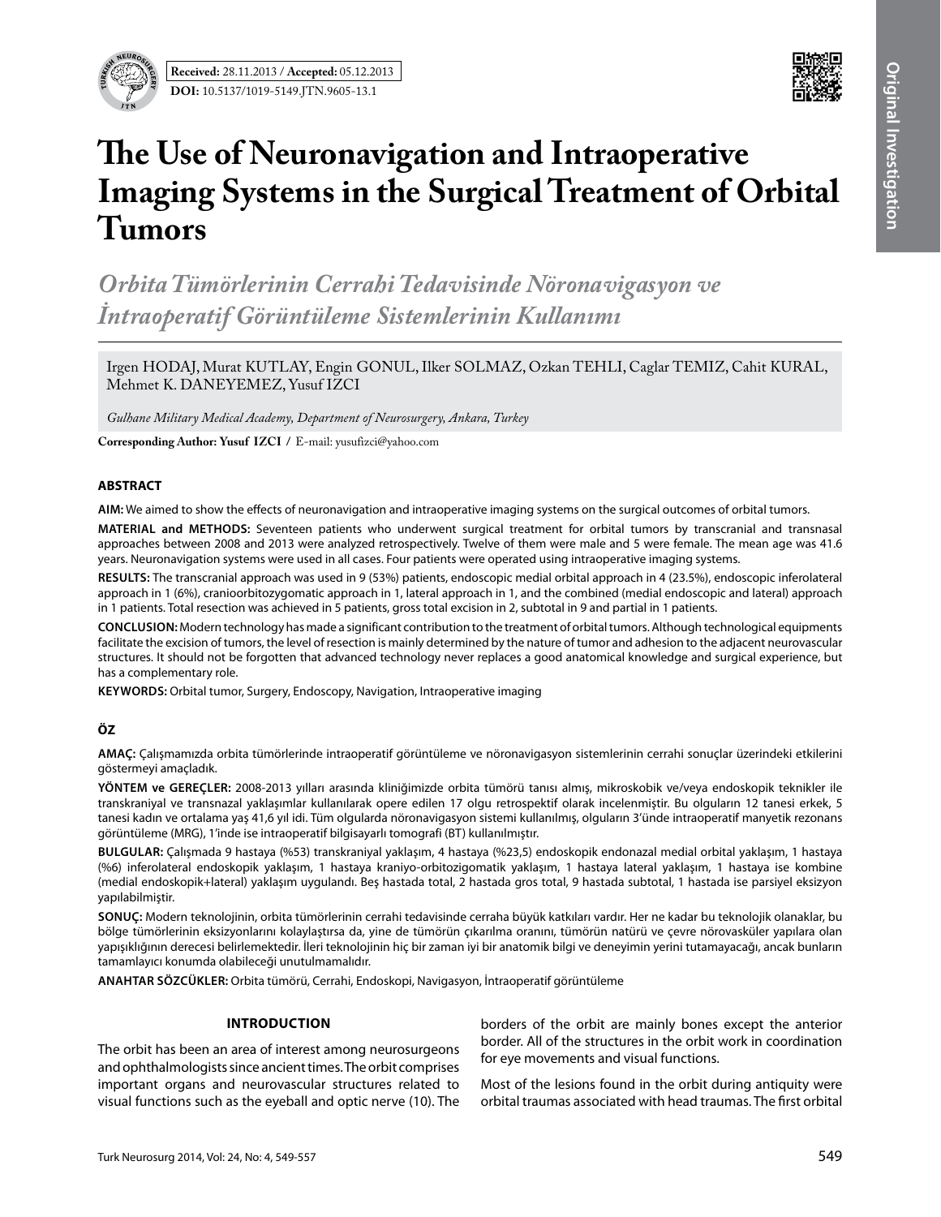**Received:** 28.11.2013 / **Accepted:** 05.12.2013

**DOI:** 10.5137/1019-5149.JTN.9605-13.1

Original Investigation

# The Use of Neuronavigation and Intraoperative Imaging Systems in the Surgical Treatment of Orbital Tumors

## *Orbita Tümörlerinin Cerrahi Tedavisinde Nöronavigasyon ve İntraoperatif Görüntüleme Sistemlerinin Kullanımı*

Irgen HODAJ, Murat KUTLAY, Engin GONUL, Ilker SOLMAZ, Ozkan TEHLI, Caglar TEMIZ, Cahit KURAL, Mehmet K. DANEYEMEZ, Yusuf IZCI

*Gulhane Military Medical Academy, Department of Neurosurgery, Ankara, Turkey*

**Corresponding Author: Yusuf IZCI /** E-mail: yusufizci@yahoo.com

### ABSTRACT

**AIM:** We aimed to show the effects of neuronavigation and intraoperative imaging systems on the surgical outcomes of orbital tumors.

**MATERIAL and METHODS:** Seventeen patients who underwent surgical treatment for orbital tumors by transcranial and transnasal approaches between 2008 and 2013 were analyzed retrospectively. Twelve of them were male and 5 were female. The mean age was 41.6 years. Neuronavigation systems were used in all cases. Four patients were operated using intraoperative imaging systems.

**RESULTS:** The transcranial approach was used in 9 (53%) patients, endoscopic medial orbital approach in 4 (23.5%), endoscopic inferolateral approach in 1 (6%), cranioorbitozygomatic approach in 1, lateral approach in 1, and the combined (medial endoscopic and lateral) approach in 1 patients. Total resection was achieved in 5 patients, gross total excision in 2, subtotal in 9 and partial in 1 patients.

**CONCLUSION:** Modern technology has made a significant contribution to the treatment of orbital tumors. Although technological equipments facilitate the excision of tumors, the level of resection is mainly determined by the nature of tumor and adhesion to the adjacent neurovascular structures. It should not be forgotten that advanced technology never replaces a good anatomical knowledge and surgical experience, but has a complementary role.

**KEYWORDS:** Orbital tumor, Surgery, Endoscopy, Navigation, Intraoperative imaging

### ÖZ

**AMAÇ:** Çalışmamızda orbita tümörlerinde intraoperatif görüntüleme ve nöronavigasyon sistemlerinin cerrahi sonuçlar üzerindeki etkilerini göstermeyi amaçladık.

**YÖNTEM ve GEREÇLER:** 2008-2013 yılları arasında kliniğimizde orbita tümörü tanısı almış, mikroskobik ve/veya endoskopik teknikler ile transkraniyal ve transnazal yaklaşımlar kullanılarak opere edilen 17 olgu retrospektif olarak incelenmiştir. Bu olguların 12 tanesi erkek, 5 tanesi kadın ve ortalama yaş 41,6 yıl idi. Tüm olgularda nöronavigasyon sistemi kullanılmış, olguların 3'ünde intraoperatif manyetik rezonans görüntüleme (MRG), 1'inde ise intraoperatif bilgisayarlı tomografi (BT) kullanılmıştır.

**BULGULAR:** Çalışmada 9 hastaya (%53) transkraniyal yaklaşım, 4 hastaya (%23,5) endoskopik endonazal medial orbital yaklaşım, 1 hastaya (%6) inferolateral endoskopik yaklaşım, 1 hastaya kraniyo-orbitozigomatik yaklaşım, 1 hastaya lateral yaklaşım, 1 hastaya ise kombine (medial endoskopik+lateral) yaklaşım uygulandı. Beş hastada total, 2 hastada gros total, 9 hastada subtotal, 1 hastada ise parsiyel eksizyon yapılabilmiştir.

**SONUÇ:** Modern teknolojinin, orbita tümörlerinin cerrahi tedavisinde cerraha büyük katkıları vardır. Her ne kadar bu teknolojik olanaklar, bu bölge tümörlerinin eksizyonlarını kolaylaştırsa da, yine de tümörün çıkarılma oranını, tümörün natürü ve çevre nörovasküler yapılara olan yapışıklığının derecesi belirlemektedir. İleri teknolojinin hiç bir zaman iyi bir anatomik bilgi ve deneyimin yerini tutamayacağı, ancak bunların tamamlayıcı konumda olabileceği unutulmamalıdır.

**ANAHTAR SÖZCÜKLER:** Orbita tümörü, Cerrahi, Endoskopi, Navigasyon, İntraoperatif görüntüleme

### INTRODUCTION

The orbit has been an area of interest among neurosurgeons and ophthalmologists since ancient times. The orbit comprises important organs and neurovascular structures related to visual functions such as the eyeball and optic nerve (10). The borders of the orbit are mainly bones except the anterior border. All of the structures in the orbit work in coordination for eye movements and visual functions.

Most of the lesions found in the orbit during antiquity were orbital traumas associated with head traumas. The first orbital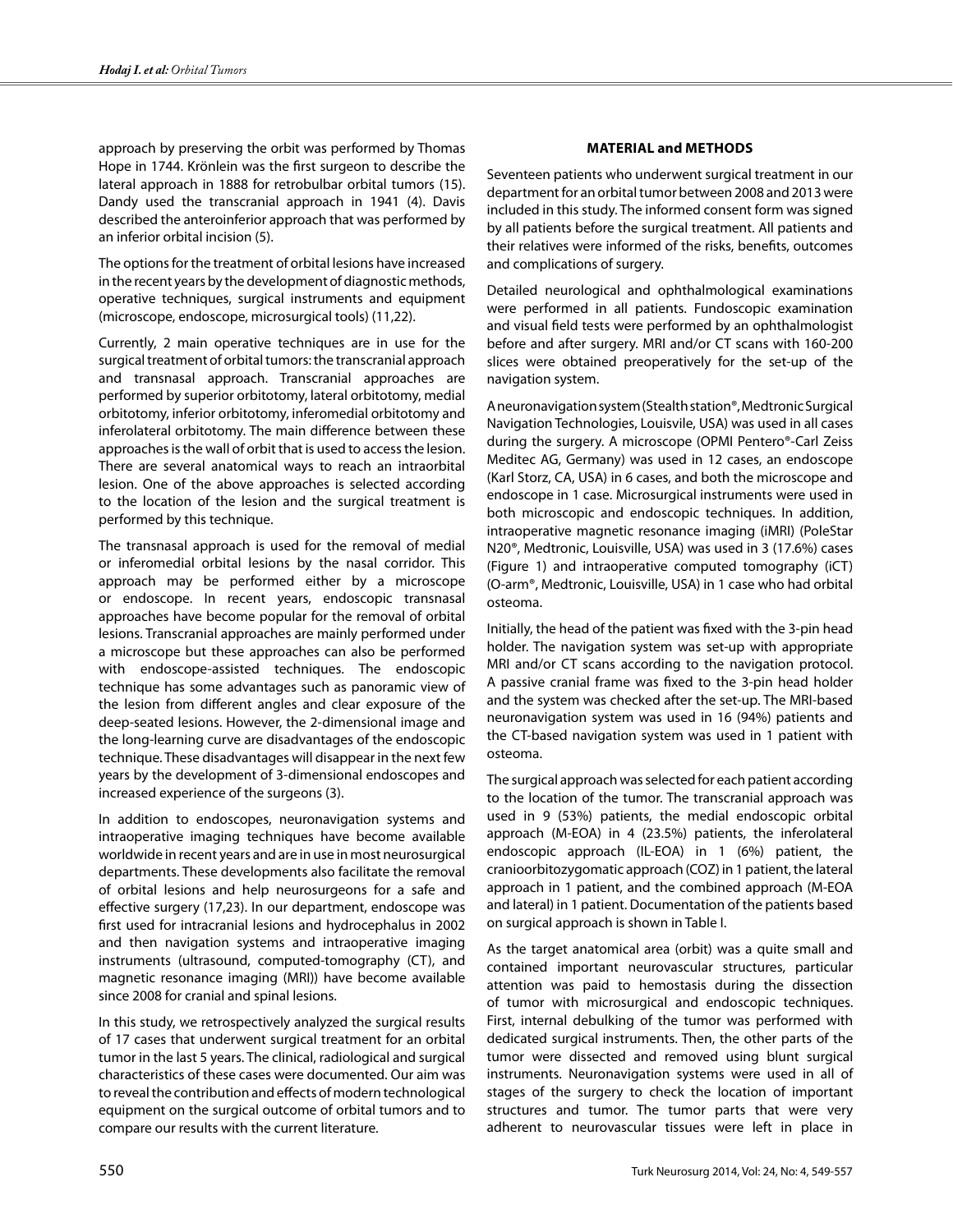approach by preserving the orbit was performed by Thomas Hope in 1744. Krönlein was the first surgeon to describe the lateral approach in 1888 for retrobulbar orbital tumors (15). Dandy used the transcranial approach in 1941 (4). Davis described the anteroinferior approach that was performed by an inferior orbital incision (5).

The options for the treatment of orbital lesions have increased in the recent years by the development of diagnostic methods, operative techniques, surgical instruments and equipment (microscope, endoscope, microsurgical tools) (11,22).

Currently, 2 main operative techniques are in use for the surgical treatment of orbital tumors: the transcranial approach and transnasal approach. Transcranial approaches are performed by superior orbitotomy, lateral orbitotomy, medial orbitotomy, inferior orbitotomy, inferomedial orbitotomy and inferolateral orbitotomy. The main difference between these approaches is the wall of orbit that is used to access the lesion. There are several anatomical ways to reach an intraorbital lesion. One of the above approaches is selected according to the location of the lesion and the surgical treatment is performed by this technique.

The transnasal approach is used for the removal of medial or inferomedial orbital lesions by the nasal corridor. This approach may be performed either by a microscope or endoscope. In recent years, endoscopic transnasal approaches have become popular for the removal of orbital lesions. Transcranial approaches are mainly performed under a microscope but these approaches can also be performed with endoscope-assisted techniques. The endoscopic technique has some advantages such as panoramic view of the lesion from different angles and clear exposure of the deep-seated lesions. However, the 2-dimensional image and the long-learning curve are disadvantages of the endoscopic technique. These disadvantages will disappear in the next few years by the development of 3-dimensional endoscopes and increased experience of the surgeons (3).

In addition to endoscopes, neuronavigation systems and intraoperative imaging techniques have become available worldwide in recent years and are in use in most neurosurgical departments. These developments also facilitate the removal of orbital lesions and help neurosurgeons for a safe and effective surgery (17,23). In our department, endoscope was first used for intracranial lesions and hydrocephalus in 2002 and then navigation systems and intraoperative imaging instruments (ultrasound, computed-tomography (CT), and magnetic resonance imaging (MRI)) have become available since 2008 for cranial and spinal lesions.

In this study, we retrospectively analyzed the surgical results of 17 cases that underwent surgical treatment for an orbital tumor in the last 5 years. The clinical, radiological and surgical characteristics of these cases were documented. Our aim was to reveal the contribution and effects of modern technological equipment on the surgical outcome of orbital tumors and to compare our results with the current literature.

## MATERIAL and METHODS

Seventeen patients who underwent surgical treatment in our department for an orbital tumor between 2008 and 2013 were included in this study. The informed consent form was signed by all patients before the surgical treatment. All patients and their relatives were informed of the risks, benefits, outcomes and complications of surgery.

Detailed neurological and ophthalmological examinations were performed in all patients. Fundoscopic examination and visual field tests were performed by an ophthalmologist before and after surgery. MRI and/or CT scans with 160-200 slices were obtained preoperatively for the set-up of the navigation system.

A neuronavigation system (Stealth station®, Medtronic Surgical Navigation Technologies, Louisville, USA) was used in all cases during the surgery. A microscope (OPMI Pentero®-Carl Zeiss Meditec AG, Germany) was used in 12 cases, an endoscope (Karl Storz, CA, USA) in 6 cases, and both the microscope and endoscope in 1 case. Microsurgical instruments were used in both microscopic and endoscopic techniques. In addition, intraoperative magnetic resonance imaging (iMRI) (PoleStar N20®, Medtronic, Louisville, USA) was used in 3 (17.6%) cases (Figure 1) and intraoperative computed tomography (iCT) (O-arm®, Medtronic, Louisville, USA) in 1 case who had orbital osteoma.

Initially, the head of the patient was fixed with the 3-pin head holder. The navigation system was set-up with appropriate MRI and/or CT scans according to the navigation protocol. A passive cranial frame was fixed to the 3-pin head holder and the system was checked after the set-up. The MRI-based neuronavigation system was used in 16 (94%) patients and the CT-based navigation system was used in 1 patient with osteoma.

The surgical approach was selected for each patient according to the location of the tumor. The transcranial approach was used in 9 (53%) patients, the medial endoscopic orbital approach (M-EOA) in 4 (23.5%) patients, the inferolateral endoscopic approach (IL-EOA) in 1 (6%) patient, the cranioorbitozygomatic approach (COZ) in 1 patient, the lateral approach in 1 patient, and the combined approach (M-EOA and lateral) in 1 patient. Documentation of the patients based on surgical approach is shown in Table I.

As the target anatomical area (orbit) was a quite small and contained important neurovascular structures, particular attention was paid to hemostasis during the dissection of tumor with microsurgical and endoscopic techniques. First, internal debulking of the tumor was performed with dedicated surgical instruments. Then, the other parts of the tumor were dissected and removed using blunt surgical instruments. Neuronavigation systems were used in all of stages of the surgery to check the location of important structures and tumor. The tumor parts that were very adherent to neurovascular tissues were left in place in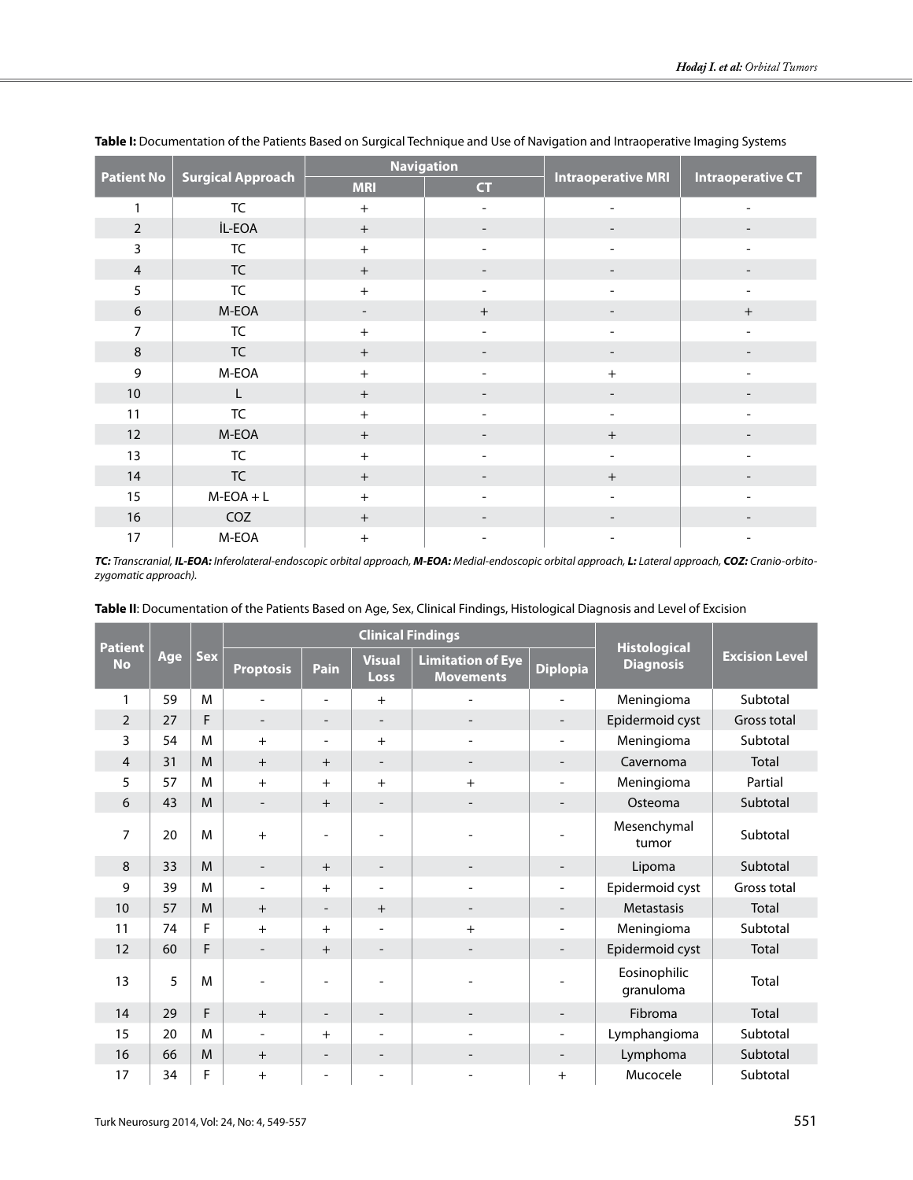**Table I:** Documentation of the Patients Based on Surgical Technique and Use of Navigation and Intraoperative Imaging Systems

| Patient No | Surgical Approach | Navigation | | Intraoperative MRI | Intraoperative CT |
|---|---|---|---|---|---|
| | | MRI | CT | | |
| 1 | TC | + | - | - | - |
| 2 | İL-EOA | + | - | - | - |
| 3 | TC | + | - | - | - |
| 4 | TC | + | - | - | - |
| 5 | TC | + | - | - | - |
| 6 | M-EOA | - | + | - | + |
| 7 | TC | + | - | - | - |
| 8 | TC | + | - | - | - |
| 9 | M-EOA | + | - | + | - |
| 10 | L | + | - | - | - |
| 11 | TC | + | - | - | - |
| 12 | M-EOA | + | - | + | - |
| 13 | TC | + | - | - | - |
| 14 | TC | + | - | + | - |
| 15 | M-EOA + L | + | - | - | - |
| 16 | COZ | + | - | - | - |
| 17 | M-EOA | + | - | - | - |

***TC:** Transcranial, **IL-EOA:** Inferolateral-endoscopic orbital approach, **M-EOA:** Medial-endoscopic orbital approach, **L:** Lateral approach, **COZ:** Cranio-orbito-zygomatic approach).*

**Table II**: Documentation of the Patients Based on Age, Sex, Clinical Findings, Histological Diagnosis and Level of Excision

| Patient No | Age | Sex | Clinical Findings | | | | | Histological Diagnosis | Excision Level |
|---|---|---|---|---|---|---|---|---|---|
| | | | Proptosis | Pain | Visual Loss | Limitation of Eye Movements | Diplopia | | |
| 1 | 59 | M | - | - | + | - | - | Meningioma | Subtotal |
| 2 | 27 | F | - | - | - | - | - | Epidermoid cyst | Gross total |
| 3 | 54 | M | + | - | + | - | - | Meningioma | Subtotal |
| 4 | 31 | M | + | + | - | - | - | Cavernoma | Total |
| 5 | 57 | M | + | + | + | + | - | Meningioma | Partial |
| 6 | 43 | M | - | + | - | - | - | Osteoma | Subtotal |
| 7 | 20 | M | + | - | - | - | - | Mesenchymal tumor | Subtotal |
| 8 | 33 | M | - | + | - | - | - | Lipoma | Subtotal |
| 9 | 39 | M | - | + | - | - | - | Epidermoid cyst | Gross total |
| 10 | 57 | M | + | - | + | - | - | Metastasis | Total |
| 11 | 74 | F | + | + | - | + | - | Meningioma | Subtotal |
| 12 | 60 | F | - | + | - | - | - | Epidermoid cyst | Total |
| 13 | 5 | M | - | - | - | - | - | Eosinophilic granuloma | Total |
| 14 | 29 | F | + | - | - | - | - | Fibroma | Total |
| 15 | 20 | M | - | + | - | - | - | Lymphangioma | Subtotal |
| 16 | 66 | M | + | - | - | - | - | Lymphoma | Subtotal |
| 17 | 34 | F | + | - | - | - | + | Mucocele | Subtotal |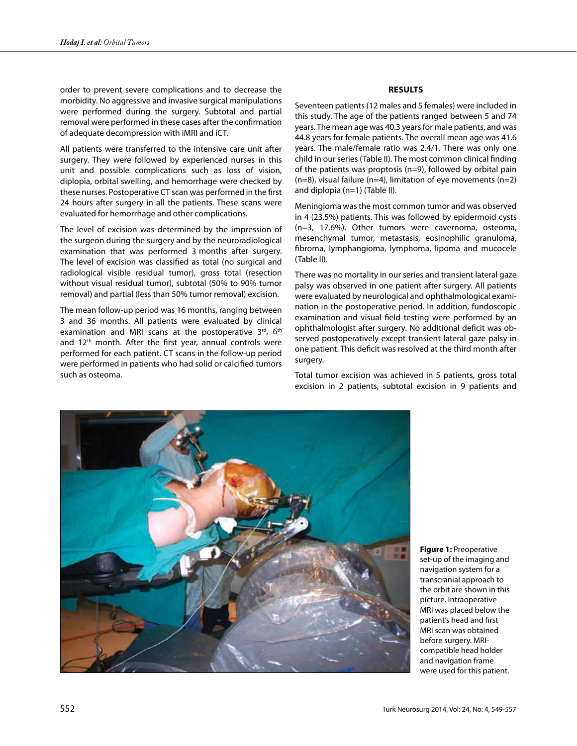order to prevent severe complications and to decrease the morbidity. No aggressive and invasive surgical manipulations were performed during the surgery. Subtotal and partial removal were performed in these cases after the confirmation of adequate decompression with iMRI and iCT.

All patients were transferred to the intensive care unit after surgery. They were followed by experienced nurses in this unit and possible complications such as loss of vision, diplopia, orbital swelling, and hemorrhage were checked by these nurses. Postoperative CT scan was performed in the first 24 hours after surgery in all the patients. These scans were evaluated for hemorrhage and other complications.

The level of excision was determined by the impression of the surgeon during the surgery and by the neuroradiological examination that was performed 3 months after surgery. The level of excision was classified as total (no surgical and radiological visible residual tumor), gross total (resection without visual residual tumor), subtotal (50% to 90% tumor removal) and partial (less than 50% tumor removal) excision.

The mean follow-up period was 16 months, ranging between 3 and 36 months. All patients were evaluated by clinical examination and MRI scans at the postoperative 3rd, 6th and 12th month. After the first year, annual controls were performed for each patient. CT scans in the follow-up period were performed in patients who had solid or calcified tumors such as osteoma.

## RESULTS

Seventeen patients (12 males and 5 females) were included in this study. The age of the patients ranged between 5 and 74 years. The mean age was 40.3 years for male patients, and was 44.8 years for female patients. The overall mean age was 41.6 years. The male/female ratio was 2.4/1. There was only one child in our series (Table II). The most common clinical finding of the patients was proptosis (n=9), followed by orbital pain (n=8), visual failure (n=4), limitation of eye movements (n=2) and diplopia (n=1) (Table II).

Meningioma was the most common tumor and was observed in 4 (23.5%) patients. This was followed by epidermoid cysts (n=3, 17.6%). Other tumors were cavernoma, osteoma, mesenchymal tumor, metastasis, eosinophilic granuloma, fibroma, lymphangioma, lymphoma, lipoma and mucocele (Table II).

There was no mortality in our series and transient lateral gaze palsy was observed in one patient after surgery. All patients were evaluated by neurological and ophthalmological examination in the postoperative period. In addition, fundoscopic examination and visual field testing were performed by an ophthalmologist after surgery. No additional deficit was observed postoperatively except transient lateral gaze palsy in one patient. This deficit was resolved at the third month after surgery.

Total tumor excision was achieved in 5 patients, gross total excision in 2 patients, subtotal excision in 9 patients and

**Figure 1:** Preoperative set-up of the imaging and navigation system for a transcranial approach to the orbit are shown in this picture. Intraoperative MRI was placed below the patient's head and first MRI scan was obtained before surgery. MRI-compatible head holder and navigation frame were used for this patient.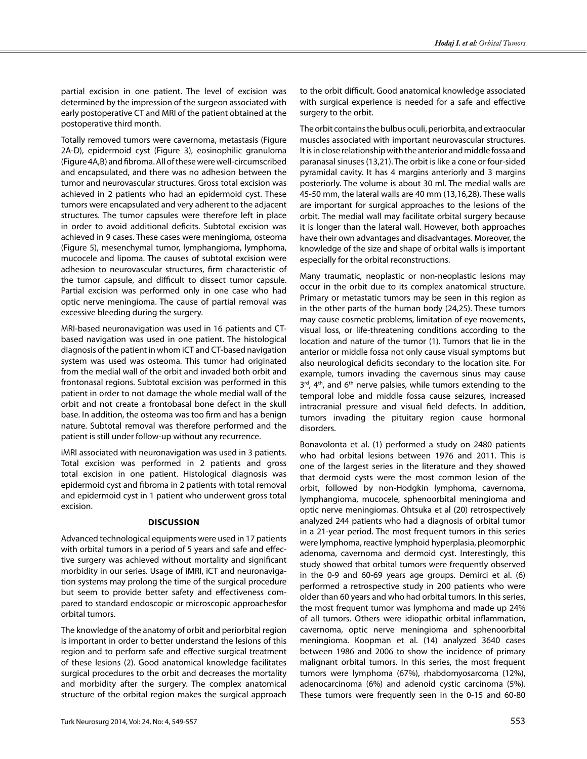partial excision in one patient. The level of excision was determined by the impression of the surgeon associated with early postoperative CT and MRI of the patient obtained at the postoperative third month.

Totally removed tumors were cavernoma, metastasis (Figure 2A-D), epidermoid cyst (Figure 3), eosinophilic granuloma (Figure 4A,B) and fibroma. All of these were well-circumscribed and encapsulated, and there was no adhesion between the tumor and neurovascular structures. Gross total excision was achieved in 2 patients who had an epidermoid cyst. These tumors were encapsulated and very adherent to the adjacent structures. The tumor capsules were therefore left in place in order to avoid additional deficits. Subtotal excision was achieved in 9 cases. These cases were meningioma, osteoma (Figure 5), mesenchymal tumor, lymphangioma, lymphoma, mucocele and lipoma. The causes of subtotal excision were adhesion to neurovascular structures, firm characteristic of the tumor capsule, and difficult to dissect tumor capsule. Partial excision was performed only in one case who had optic nerve meningioma. The cause of partial removal was excessive bleeding during the surgery.

MRI-based neuronavigation was used in 16 patients and CT-based navigation was used in one patient. The histological diagnosis of the patient in whom iCT and CT-based navigation system was used was osteoma. This tumor had originated from the medial wall of the orbit and invaded both orbit and frontonasal regions. Subtotal excision was performed in this patient in order to not damage the whole medial wall of the orbit and not create a frontobasal bone defect in the skull base. In addition, the osteoma was too firm and has a benign nature. Subtotal removal was therefore performed and the patient is still under follow-up without any recurrence.

iMRI associated with neuronavigation was used in 3 patients. Total excision was performed in 2 patients and gross total excision in one patient. Histological diagnosis was epidermoid cyst and fibroma in 2 patients with total removal and epidermoid cyst in 1 patient who underwent gross total excision.

## DISCUSSION

Advanced technological equipments were used in 17 patients with orbital tumors in a period of 5 years and safe and effective surgery was achieved without mortality and significant morbidity in our series. Usage of iMRI, iCT and neuronavigation systems may prolong the time of the surgical procedure but seem to provide better safety and effectiveness compared to standard endoscopic or microscopic approachesfor orbital tumors.

The knowledge of the anatomy of orbit and periorbital region is important in order to better understand the lesions of this region and to perform safe and effective surgical treatment of these lesions (2). Good anatomical knowledge facilitates surgical procedures to the orbit and decreases the mortality and morbidity after the surgery. The complex anatomical structure of the orbital region makes the surgical approach to the orbit difficult. Good anatomical knowledge associated with surgical experience is needed for a safe and effective surgery to the orbit.

The orbit contains the bulbus oculi, periorbita, and extraocular muscles associated with important neurovascular structures. It is in close relationship with the anterior and middle fossa and paranasal sinuses (13,21). The orbit is like a cone or four-sided pyramidal cavity. It has 4 margins anteriorly and 3 margins posteriorly. The volume is about 30 ml. The medial walls are 45-50 mm, the lateral walls are 40 mm (13,16,28). These walls are important for surgical approaches to the lesions of the orbit. The medial wall may facilitate orbital surgery because it is longer than the lateral wall. However, both approaches have their own advantages and disadvantages. Moreover, the knowledge of the size and shape of orbital walls is important especially for the orbital reconstructions.

Many traumatic, neoplastic or non-neoplastic lesions may occur in the orbit due to its complex anatomical structure. Primary or metastatic tumors may be seen in this region as in the other parts of the human body (24,25). These tumors may cause cosmetic problems, limitation of eye movements, visual loss, or life-threatening conditions according to the location and nature of the tumor (1). Tumors that lie in the anterior or middle fossa not only cause visual symptoms but also neurological deficits secondary to the location site. For example, tumors invading the cavernous sinus may cause 3rd, 4th, and 6th nerve palsies, while tumors extending to the temporal lobe and middle fossa cause seizures, increased intracranial pressure and visual field defects. In addition, tumors invading the pituitary region cause hormonal disorders.

Bonavolonta et al. (1) performed a study on 2480 patients who had orbital lesions between 1976 and 2011. This is one of the largest series in the literature and they showed that dermoid cysts were the most common lesion of the orbit, followed by non-Hodgkin lymphoma, cavernoma, lymphangioma, mucocele, sphenoorbital meningioma and optic nerve meningiomas. Ohtsuka et al (20) retrospectively analyzed 244 patients who had a diagnosis of orbital tumor in a 21-year period. The most frequent tumors in this series were lymphoma, reactive lymphoid hyperplasia, pleomorphic adenoma, cavernoma and dermoid cyst. Interestingly, this study showed that orbital tumors were frequently observed in the 0-9 and 60-69 years age groups. Demirci et al. (6) performed a retrospective study in 200 patients who were older than 60 years and who had orbital tumors. In this series, the most frequent tumor was lymphoma and made up 24% of all tumors. Others were idiopathic orbital inflammation, cavernoma, optic nerve meningioma and sphenoorbital meningioma. Koopman et al. (14) analyzed 3640 cases between 1986 and 2006 to show the incidence of primary malignant orbital tumors. In this series, the most frequent tumors were lymphoma (67%), rhabdomyosarcoma (12%), adenocarcinoma (6%) and adenoid cystic carcinoma (5%). These tumors were frequently seen in the 0-15 and 60-80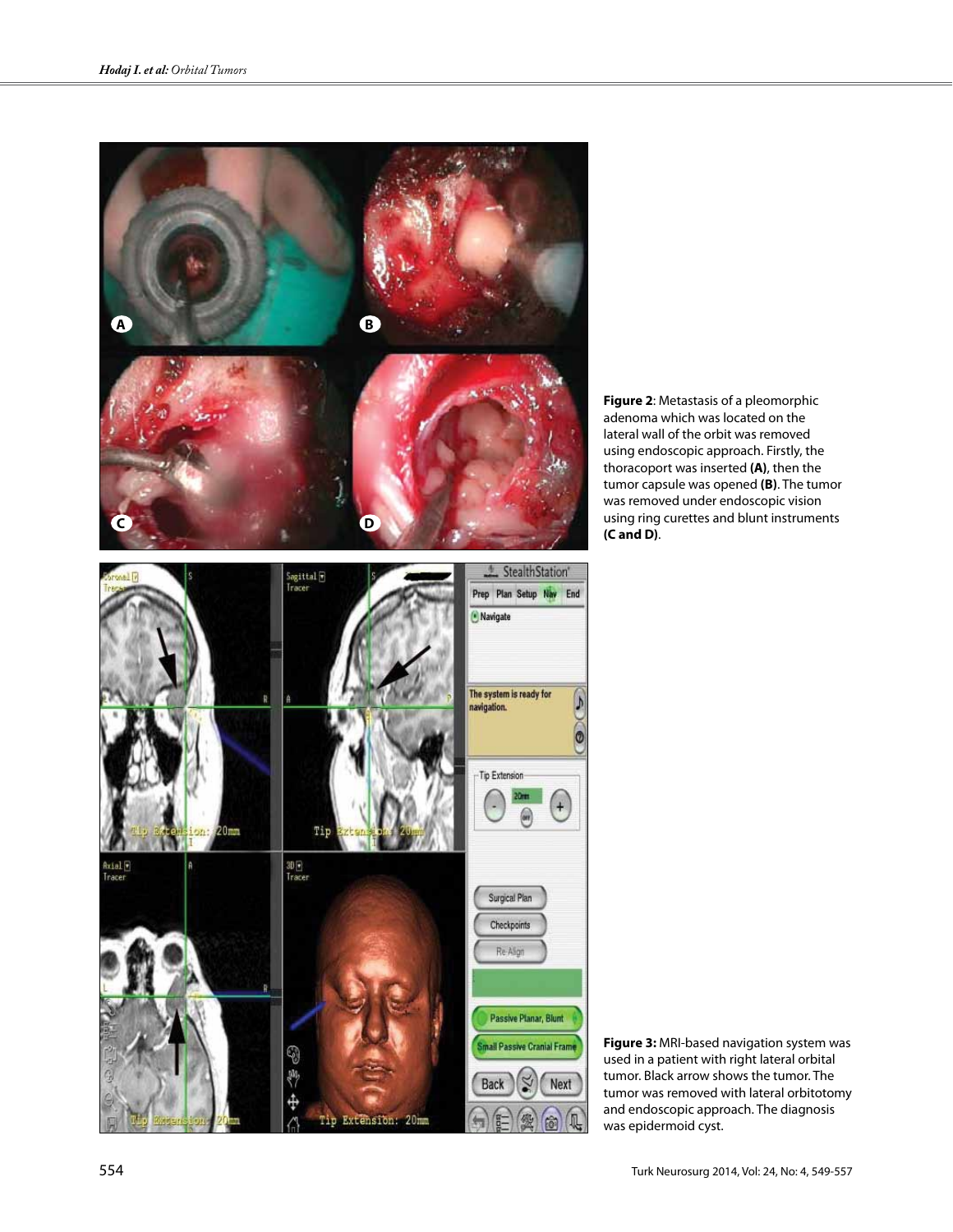**Figure 2**: Metastasis of a pleomorphic adenoma which was located on the lateral wall of the orbit was removed using endoscopic approach. Firstly, the thoracoport was inserted **(A)**, then the tumor capsule was opened **(B)**. The tumor was removed under endoscopic vision using ring curettes and blunt instruments **(C and D)**.

**Figure 3:** MRI-based navigation system was used in a patient with right lateral orbital tumor. Black arrow shows the tumor. The tumor was removed with lateral orbitotomy and endoscopic approach. The diagnosis was epidermoid cyst.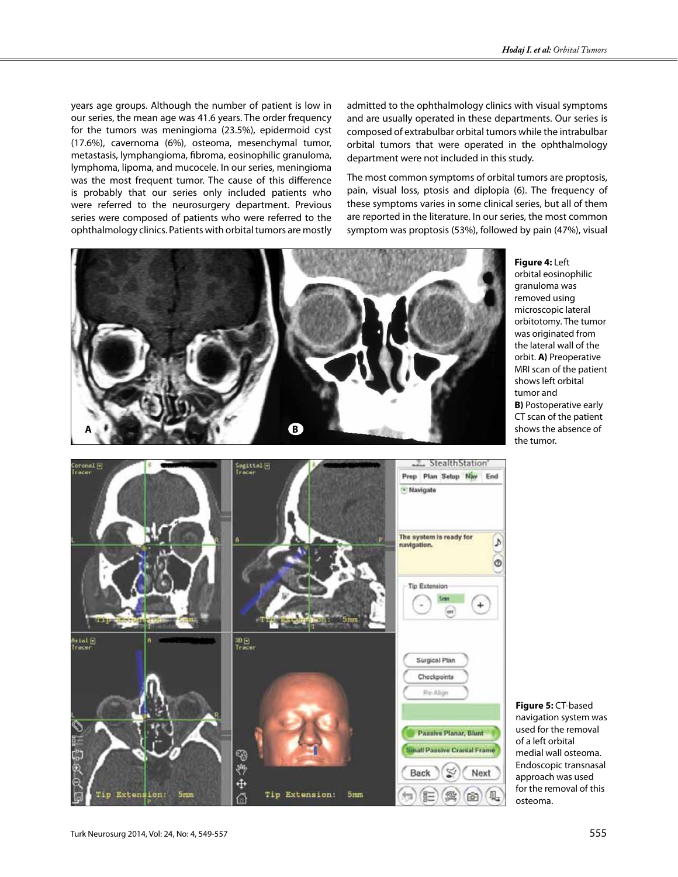years age groups. Although the number of patient is low in our series, the mean age was 41.6 years. The order frequency for the tumors was meningioma (23.5%), epidermoid cyst (17.6%), cavernoma (6%), osteoma, mesenchymal tumor, metastasis, lymphangioma, fibroma, eosinophilic granuloma, lymphoma, lipoma, and mucocele. In our series, meningioma was the most frequent tumor. The cause of this difference is probably that our series only included patients who were referred to the neurosurgery department. Previous series were composed of patients who were referred to the ophthalmology clinics. Patients with orbital tumors are mostly admitted to the ophthalmology clinics with visual symptoms and are usually operated in these departments. Our series is composed of extrabulbar orbital tumors while the intrabulbar orbital tumors that were operated in the ophthalmology department were not included in this study.

The most common symptoms of orbital tumors are proptosis, pain, visual loss, ptosis and diplopia (6). The frequency of these symptoms varies in some clinical series, but all of them are reported in the literature. In our series, the most common symptom was proptosis (53%), followed by pain (47%), visual

**Figure 4:** Left orbital eosinophilic granuloma was removed using microscopic lateral orbitotomy. The tumor was originated from the lateral wall of the orbit. **A)** Preoperative MRI scan of the patient shows left orbital tumor and **B)** Postoperative early CT scan of the patient shows the absence of the tumor.

**Figure 5:** CT-based navigation system was used for the removal of a left orbital medial wall osteoma. Endoscopic transnasal approach was used for the removal of this osteoma.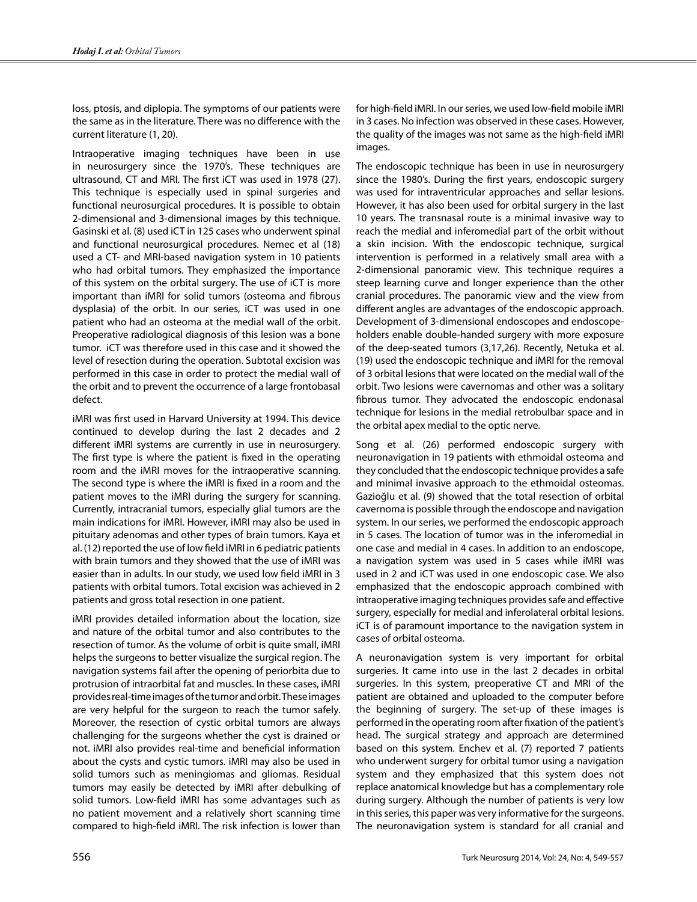loss, ptosis, and diplopia. The symptoms of our patients were the same as in the literature. There was no difference with the current literature (1, 20).

Intraoperative imaging techniques have been in use in neurosurgery since the 1970's. These techniques are ultrasound, CT and MRI. The first iCT was used in 1978 (27). This technique is especially used in spinal surgeries and functional neurosurgical procedures. It is possible to obtain 2-dimensional and 3-dimensional images by this technique. Gasinski et al. (8) used iCT in 125 cases who underwent spinal and functional neurosurgical procedures. Nemec et al (18) used a CT- and MRI-based navigation system in 10 patients who had orbital tumors. They emphasized the importance of this system on the orbital surgery. The use of iCT is more important than iMRI for solid tumors (osteoma and fibrous dysplasia) of the orbit. In our series, iCT was used in one patient who had an osteoma at the medial wall of the orbit. Preoperative radiological diagnosis of this lesion was a bone tumor. iCT was therefore used in this case and it showed the level of resection during the operation. Subtotal excision was performed in this case in order to protect the medial wall of the orbit and to prevent the occurrence of a large frontobasal defect.

iMRI was first used in Harvard University at 1994. This device continued to develop during the last 2 decades and 2 different iMRI systems are currently in use in neurosurgery. The first type is where the patient is fixed in the operating room and the iMRI moves for the intraoperative scanning. The second type is where the iMRI is fixed in a room and the patient moves to the iMRI during the surgery for scanning. Currently, intracranial tumors, especially glial tumors are the main indications for iMRI. However, iMRI may also be used in pituitary adenomas and other types of brain tumors. Kaya et al. (12) reported the use of low field iMRI in 6 pediatric patients with brain tumors and they showed that the use of iMRI was easier than in adults. In our study, we used low field iMRI in 3 patients with orbital tumors. Total excision was achieved in 2 patients and gross total resection in one patient.

iMRI provides detailed information about the location, size and nature of the orbital tumor and also contributes to the resection of tumor. As the volume of orbit is quite small, iMRI helps the surgeons to better visualize the surgical region. The navigation systems fail after the opening of periorbita due to protrusion of intraorbital fat and muscles. In these cases, iMRI provides real-time images of the tumor and orbit. These images are very helpful for the surgeon to reach the tumor safely. Moreover, the resection of cystic orbital tumors are always challenging for the surgeons whether the cyst is drained or not. iMRI also provides real-time and beneficial information about the cysts and cystic tumors. iMRI may also be used in solid tumors such as meningiomas and gliomas. Residual tumors may easily be detected by iMRI after debulking of solid tumors. Low-field iMRI has some advantages such as no patient movement and a relatively short scanning time compared to high-field iMRI. The risk infection is lower than for high-field iMRI. In our series, we used low-field mobile iMRI in 3 cases. No infection was observed in these cases. However, the quality of the images was not same as the high-field iMRI images.

The endoscopic technique has been in use in neurosurgery since the 1980's. During the first years, endoscopic surgery was used for intraventricular approaches and sellar lesions. However, it has also been used for orbital surgery in the last 10 years. The transnasal route is a minimal invasive way to reach the medial and inferomedial part of the orbit without a skin incision. With the endoscopic technique, surgical intervention is performed in a relatively small area with a 2-dimensional panoramic view. This technique requires a steep learning curve and longer experience than the other cranial procedures. The panoramic view and the view from different angles are advantages of the endoscopic approach. Development of 3-dimensional endoscopes and endoscope-holders enable double-handed surgery with more exposure of the deep-seated tumors (3,17,26). Recently, Netuka et al. (19) used the endoscopic technique and iMRI for the removal of 3 orbital lesions that were located on the medial wall of the orbit. Two lesions were cavernomas and other was a solitary fibrous tumor. They advocated the endoscopic endonasal technique for lesions in the medial retrobulbar space and in the orbital apex medial to the optic nerve.

Song et al. (26) performed endoscopic surgery with neuronavigation in 19 patients with ethmoidal osteoma and they concluded that the endoscopic technique provides a safe and minimal invasive approach to the ethmoidal osteomas. Gazioğlu et al. (9) showed that the total resection of orbital cavernoma is possible through the endoscope and navigation system. In our series, we performed the endoscopic approach in 5 cases. The location of tumor was in the inferomedial in one case and medial in 4 cases. In addition to an endoscope, a navigation system was used in 5 cases while iMRI was used in 2 and iCT was used in one endoscopic case. We also emphasized that the endoscopic approach combined with intraoperative imaging techniques provides safe and effective surgery, especially for medial and inferolateral orbital lesions. iCT is of paramount importance to the navigation system in cases of orbital osteoma.

A neuronavigation system is very important for orbital surgeries. It came into use in the last 2 decades in orbital surgeries. In this system, preoperative CT and MRI of the patient are obtained and uploaded to the computer before the beginning of surgery. The set-up of these images is performed in the operating room after fixation of the patient's head. The surgical strategy and approach are determined based on this system. Enchev et al. (7) reported 7 patients who underwent surgery for orbital tumor using a navigation system and they emphasized that this system does not replace anatomical knowledge but has a complementary role during surgery. Although the number of patients is very low in this series, this paper was very informative for the surgeons. The neuronavigation system is standard for all cranial and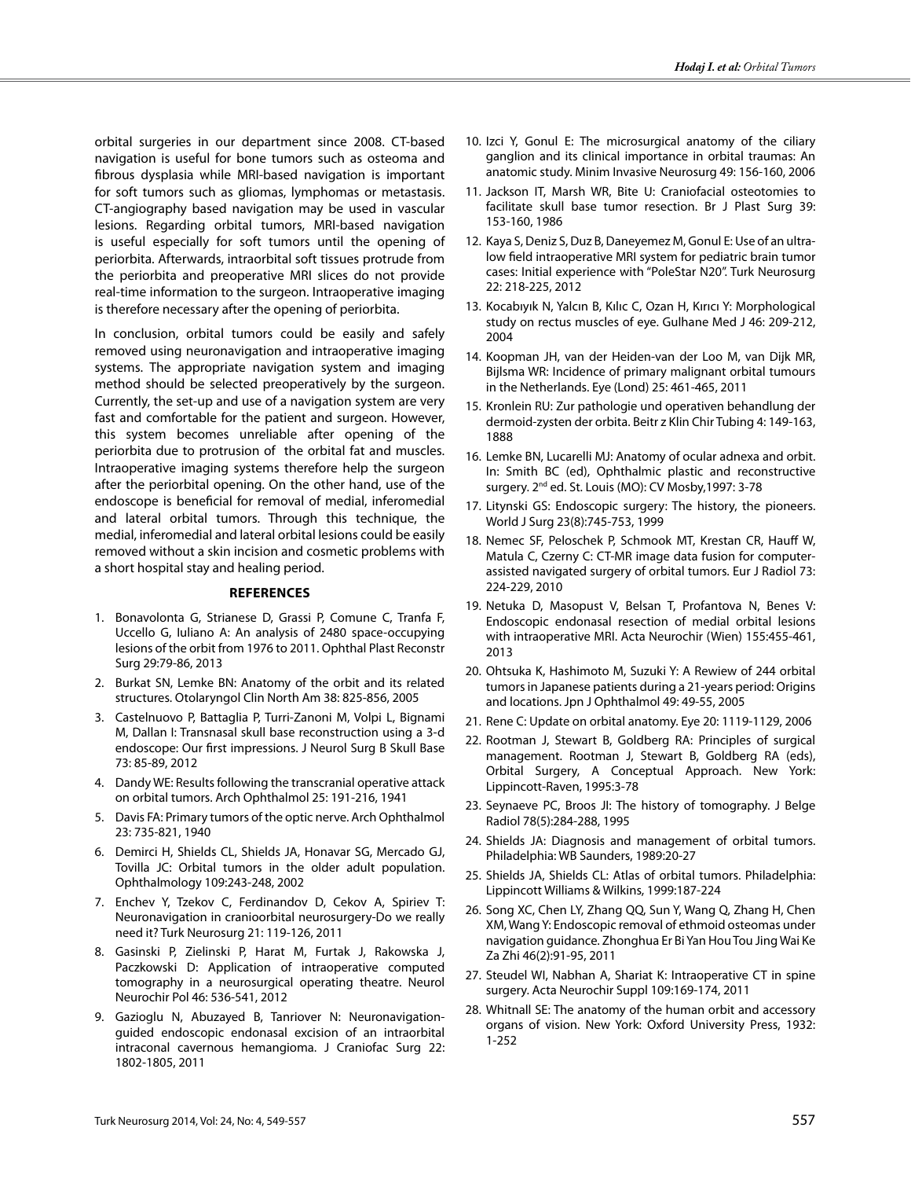orbital surgeries in our department since 2008. CT-based navigation is useful for bone tumors such as osteoma and fibrous dysplasia while MRI-based navigation is important for soft tumors such as gliomas, lymphomas or metastasis. CT-angiography based navigation may be used in vascular lesions. Regarding orbital tumors, MRI-based navigation is useful especially for soft tumors until the opening of periorbita. Afterwards, intraorbital soft tissues protrude from the periorbita and preoperative MRI slices do not provide real-time information to the surgeon. Intraoperative imaging is therefore necessary after the opening of periorbita.

In conclusion, orbital tumors could be easily and safely removed using neuronavigation and intraoperative imaging systems. The appropriate navigation system and imaging method should be selected preoperatively by the surgeon. Currently, the set-up and use of a navigation system are very fast and comfortable for the patient and surgeon. However, this system becomes unreliable after opening of the periorbita due to protrusion of the orbital fat and muscles. Intraoperative imaging systems therefore help the surgeon after the periorbital opening. On the other hand, use of the endoscope is beneficial for removal of medial, inferomedial and lateral orbital tumors. Through this technique, the medial, inferomedial and lateral orbital lesions could be easily removed without a skin incision and cosmetic problems with a short hospital stay and healing period.

## REFERENCES

1. Bonavolonta G, Strianese D, Grassi P, Comune C, Tranfa F, Uccello G, Iuliano A: An analysis of 2480 space-occupying lesions of the orbit from 1976 to 2011. Ophthal Plast Reconstr Surg 29:79-86, 2013
2. Burkat SN, Lemke BN: Anatomy of the orbit and its related structures. Otolaryngol Clin North Am 38: 825-856, 2005
3. Castelnuovo P, Battaglia P, Turri-Zanoni M, Volpi L, Bignami M, Dallan I: Transnasal skull base reconstruction using a 3-d endoscope: Our first impressions. J Neurol Surg B Skull Base 73: 85-89, 2012
4. Dandy WE: Results following the transcranial operative attack on orbital tumors. Arch Ophthalmol 25: 191-216, 1941
5. Davis FA: Primary tumors of the optic nerve. Arch Ophthalmol 23: 735-821, 1940
6. Demirci H, Shields CL, Shields JA, Honavar SG, Mercado GJ, Tovilla JC: Orbital tumors in the older adult population. Ophthalmology 109:243-248, 2002
7. Enchev Y, Tzekov C, Ferdinandov D, Cekov A, Spiriev T: Neuronavigation in cranioorbital neurosurgery-Do we really need it? Turk Neurosurg 21: 119-126, 2011
8. Gasinski P, Zielinski P, Harat M, Furtak J, Rakowska J, Paczkowski D: Application of intraoperative computed tomography in a neurosurgical operating theatre. Neurol Neurochir Pol 46: 536-541, 2012
9. Gazioglu N, Abuzayed B, Tanriover N: Neuronavigation-guided endoscopic endonasal excision of an intraorbital intraconal cavernous hemangioma. J Craniofac Surg 22: 1802-1805, 2011
10. Izci Y, Gonul E: The microsurgical anatomy of the ciliary ganglion and its clinical importance in orbital traumas: An anatomic study. Minim Invasive Neurosurg 49: 156-160, 2006
11. Jackson IT, Marsh WR, Bite U: Craniofacial osteotomies to facilitate skull base tumor resection. Br J Plast Surg 39: 153-160, 1986
12. Kaya S, Deniz S, Duz B, Daneyemez M, Gonul E: Use of an ultra-low field intraoperative MRI system for pediatric brain tumor cases: Initial experience with "PoleStar N20". Turk Neurosurg 22: 218-225, 2012
13. Kocabıyık N, Yalcın B, Kılıc C, Ozan H, Kırıcı Y: Morphological study on rectus muscles of eye. Gulhane Med J 46: 209-212, 2004
14. Koopman JH, van der Heiden-van der Loo M, van Dijk MR, Bijlsma WR: Incidence of primary malignant orbital tumours in the Netherlands. Eye (Lond) 25: 461-465, 2011
15. Kronlein RU: Zur pathologie und operativen behandlung der dermoid-zysten der orbita. Beitr z Klin Chir Tubing 4: 149-163, 1888
16. Lemke BN, Lucarelli MJ: Anatomy of ocular adnexa and orbit. In: Smith BC (ed), Ophthalmic plastic and reconstructive surgery. 2nd ed. St. Louis (MO): CV Mosby,1997: 3-78
17. Litynski GS: Endoscopic surgery: The history, the pioneers. World J Surg 23(8):745-753, 1999
18. Nemec SF, Peloschek P, Schmook MT, Krestan CR, Hauff W, Matula C, Czerny C: CT-MR image data fusion for computer-assisted navigated surgery of orbital tumors. Eur J Radiol 73: 224-229, 2010
19. Netuka D, Masopust V, Belsan T, Profantova N, Benes V: Endoscopic endonasal resection of medial orbital lesions with intraoperative MRI. Acta Neurochir (Wien) 155:455-461, 2013
20. Ohtsuka K, Hashimoto M, Suzuki Y: A Rewiew of 244 orbital tumors in Japanese patients during a 21-years period: Origins and locations. Jpn J Ophthalmol 49: 49-55, 2005
21. Rene C: Update on orbital anatomy. Eye 20: 1119-1129, 2006
22. Rootman J, Stewart B, Goldberg RA: Principles of surgical management. Rootman J, Stewart B, Goldberg RA (eds), Orbital Surgery, A Conceptual Approach. New York: Lippincott-Raven, 1995:3-78
23. Seynaeve PC, Broos JI: The history of tomography. J Belge Radiol 78(5):284-288, 1995
24. Shields JA: Diagnosis and management of orbital tumors. Philadelphia: WB Saunders, 1989:20-27
25. Shields JA, Shields CL: Atlas of orbital tumors. Philadelphia: Lippincott Williams & Wilkins, 1999:187-224
26. Song XC, Chen LY, Zhang QQ, Sun Y, Wang Q, Zhang H, Chen XM, Wang Y: Endoscopic removal of ethmoid osteomas under navigation guidance. Zhonghua Er Bi Yan Hou Tou Jing Wai Ke Za Zhi 46(2):91-95, 2011
27. Steudel WI, Nabhan A, Shariat K: Intraoperative CT in spine surgery. Acta Neurochir Suppl 109:169-174, 2011
28. Whitnall SE: The anatomy of the human orbit and accessory organs of vision. New York: Oxford University Press, 1932: 1-252